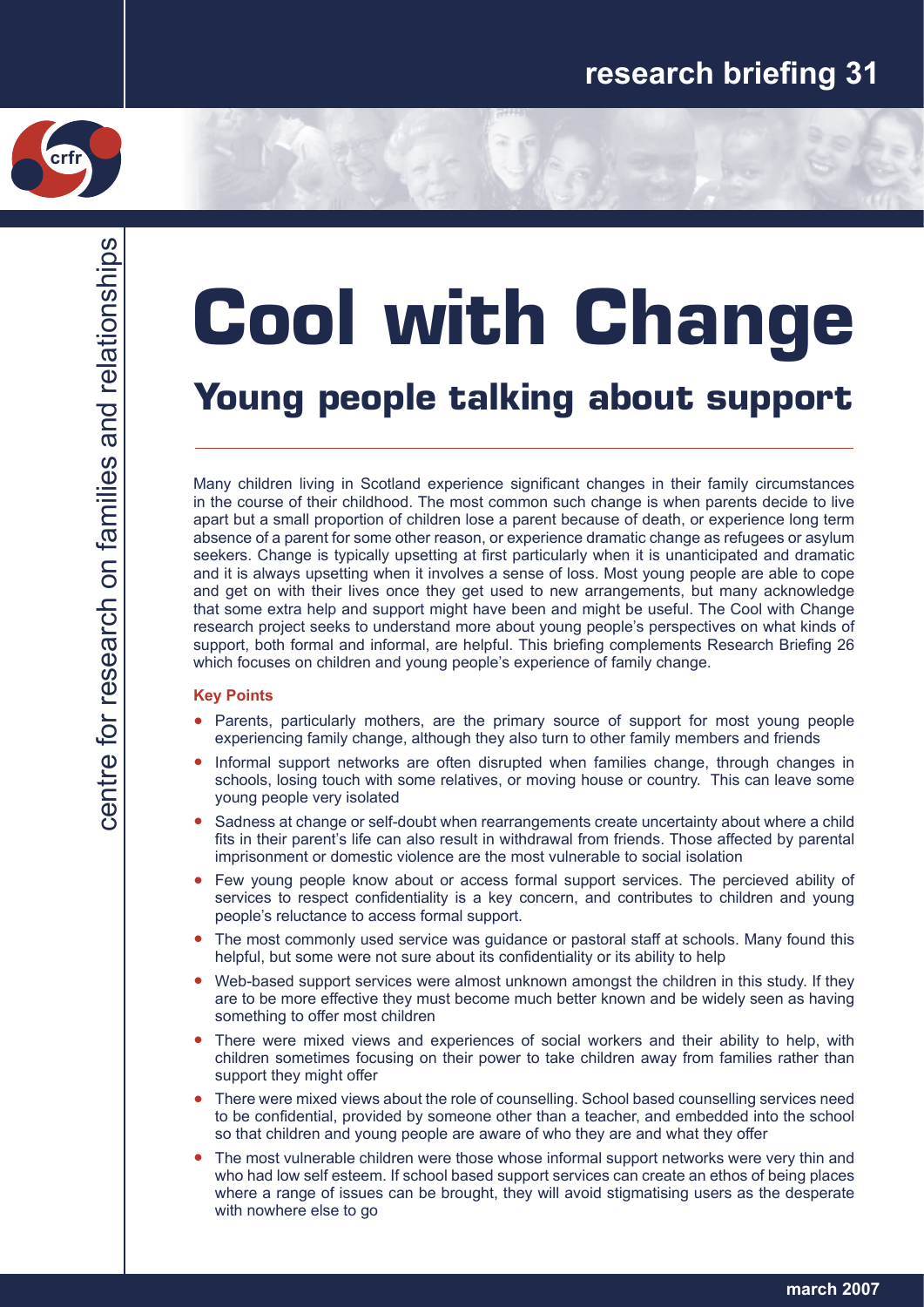research briefing 31

# Cool with Change

## Young people talking about support

Many children living in Scotland experience significant changes in their family circumstances in the course of their childhood. The most common such change is when parents decide to live apart but a small proportion of children lose a parent because of death, or experience long term absence of a parent for some other reason, or experience dramatic change as refugees or asylum seekers. Change is typically upsetting at first particularly when it is unanticipated and dramatic and it is always upsetting when it involves a sense of loss. Most young people are able to cope and get on with their lives once they get used to new arrangements, but many acknowledge that some extra help and support might have been and might be useful. The Cool with Change research project seeks to understand more about young people's perspectives on what kinds of support, both formal and informal, are helpful. This briefing complements Research Briefing 26 which focuses on children and young people's experience of family change.

### Key Points

- Parents, particularly mothers, are the primary source of support for most young people experiencing family change, although they also turn to other family members and friends
- Informal support networks are often disrupted when families change, through changes in schools, losing touch with some relatives, or moving house or country. This can leave some young people very isolated
- Sadness at change or self-doubt when rearrangements create uncertainty about where a child fits in their parent's life can also result in withdrawal from friends. Those affected by parental imprisonment or domestic violence are the most vulnerable to social isolation
- Few young people know about or access formal support services. The percieved ability of services to respect confidentiality is a key concern, and contributes to children and young people's reluctance to access formal support.
- The most commonly used service was guidance or pastoral staff at schools. Many found this helpful, but some were not sure about its confidentiality or its ability to help
- Web-based support services were almost unknown amongst the children in this study. If they are to be more effective they must become much better known and be widely seen as having something to offer most children
- There were mixed views and experiences of social workers and their ability to help, with children sometimes focusing on their power to take children away from families rather than support they might offer
- There were mixed views about the role of counselling. School based counselling services need to be confidential, provided by someone other than a teacher, and embedded into the school so that children and young people are aware of who they are and what they offer
- The most vulnerable children were those whose informal support networks were very thin and who had low self esteem. If school based support services can create an ethos of being places where a range of issues can be brought, they will avoid stigmatising users as the desperate with nowhere else to go

march 2007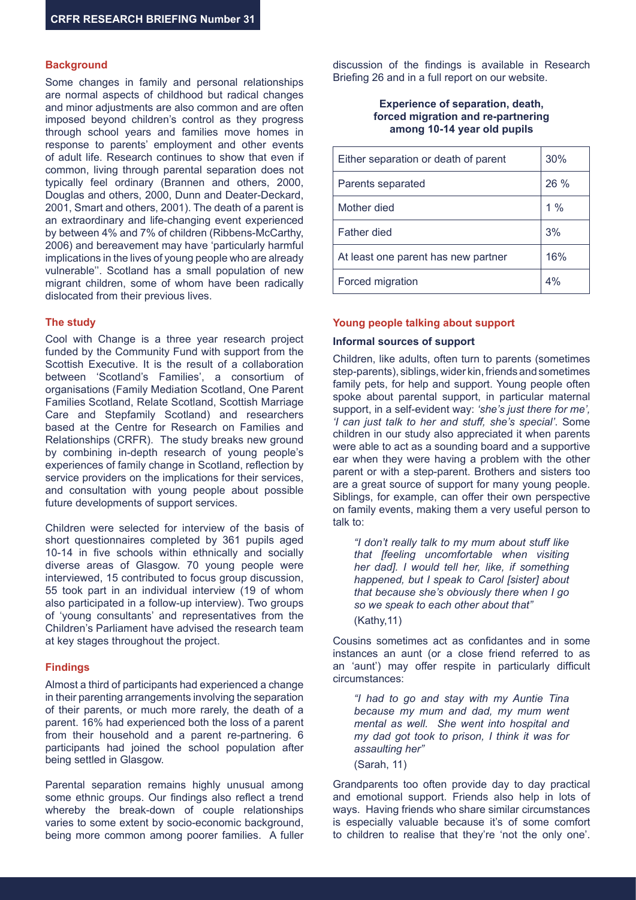## Background

Some changes in family and personal relationships are normal aspects of childhood but radical changes and minor adjustments are also common and are often imposed beyond children's control as they progress through school years and families move homes in response to parents' employment and other events of adult life. Research continues to show that even if common, living through parental separation does not typically feel ordinary (Brannen and others, 2000, Douglas and others, 2000, Dunn and Deater-Deckard, 2001, Smart and others, 2001). The death of a parent is an extraordinary and life-changing event experienced by between 4% and 7% of children (Ribbens-McCarthy, 2006) and bereavement may have 'particularly harmful implications in the lives of young people who are already vulnerable''. Scotland has a small population of new migrant children, some of whom have been radically dislocated from their previous lives.

## The study

Cool with Change is a three year research project funded by the Community Fund with support from the Scottish Executive. It is the result of a collaboration between 'Scotland's Families', a consortium of organisations (Family Mediation Scotland, One Parent Families Scotland, Relate Scotland, Scottish Marriage Care and Stepfamily Scotland) and researchers based at the Centre for Research on Families and Relationships (CRFR). The study breaks new ground by combining in-depth research of young people's experiences of family change in Scotland, reflection by service providers on the implications for their services, and consultation with young people about possible future developments of support services.

Children were selected for interview of the basis of short questionnaires completed by 361 pupils aged 10-14 in five schools within ethnically and socially diverse areas of Glasgow. 70 young people were interviewed, 15 contributed to focus group discussion, 55 took part in an individual interview (19 of whom also participated in a follow-up interview). Two groups of 'young consultants' and representatives from the Children's Parliament have advised the research team at key stages throughout the project.

## Findings

Almost a third of participants had experienced a change in their parenting arrangements involving the separation of their parents, or much more rarely, the death of a parent. 16% had experienced both the loss of a parent from their household and a parent re-partnering. 6 participants had joined the school population after being settled in Glasgow.

Parental separation remains highly unusual among some ethnic groups. Our findings also reflect a trend whereby the break-down of couple relationships varies to some extent by socio-economic background, being more common among poorer families. A fuller discussion of the findings is available in Research Briefing 26 and in a full report on our website.

**Experience of separation, death, forced migration and re-partnering among 10-14 year old pupils**

| | |
|---|---|
| Either separation or death of parent | 30% |
| Parents separated | 26 % |
| Mother died | 1 % |
| Father died | 3% |
| At least one parent has new partner | 16% |
| Forced migration | 4% |

## Young people talking about support

### Informal sources of support

Children, like adults, often turn to parents (sometimes step-parents), siblings, wider kin, friends and sometimes family pets, for help and support. Young people often spoke about parental support, in particular maternal support, in a self-evident way: *'she's just there for me', 'I can just talk to her and stuff, she's special'*. Some children in our study also appreciated it when parents were able to act as a sounding board and a supportive ear when they were having a problem with the other parent or with a step-parent. Brothers and sisters too are a great source of support for many young people. Siblings, for example, can offer their own perspective on family events, making them a very useful person to talk to:

> *"I don't really talk to my mum about stuff like that [feeling uncomfortable when visiting her dad]. I would tell her, like, if something happened, but I speak to Carol [sister] about that because she's obviously there when I go so we speak to each other about that"*
>
> (Kathy,11)

Cousins sometimes act as confidantes and in some instances an aunt (or a close friend referred to as an 'aunt') may offer respite in particularly difficult circumstances:

> *"I had to go and stay with my Auntie Tina because my mum and dad, my mum went mental as well. She went into hospital and my dad got took to prison, I think it was for assaulting her"*
>
> (Sarah, 11)

Grandparents too often provide day to day practical and emotional support. Friends also help in lots of ways. Having friends who share similar circumstances is especially valuable because it's of some comfort to children to realise that they're 'not the only one'.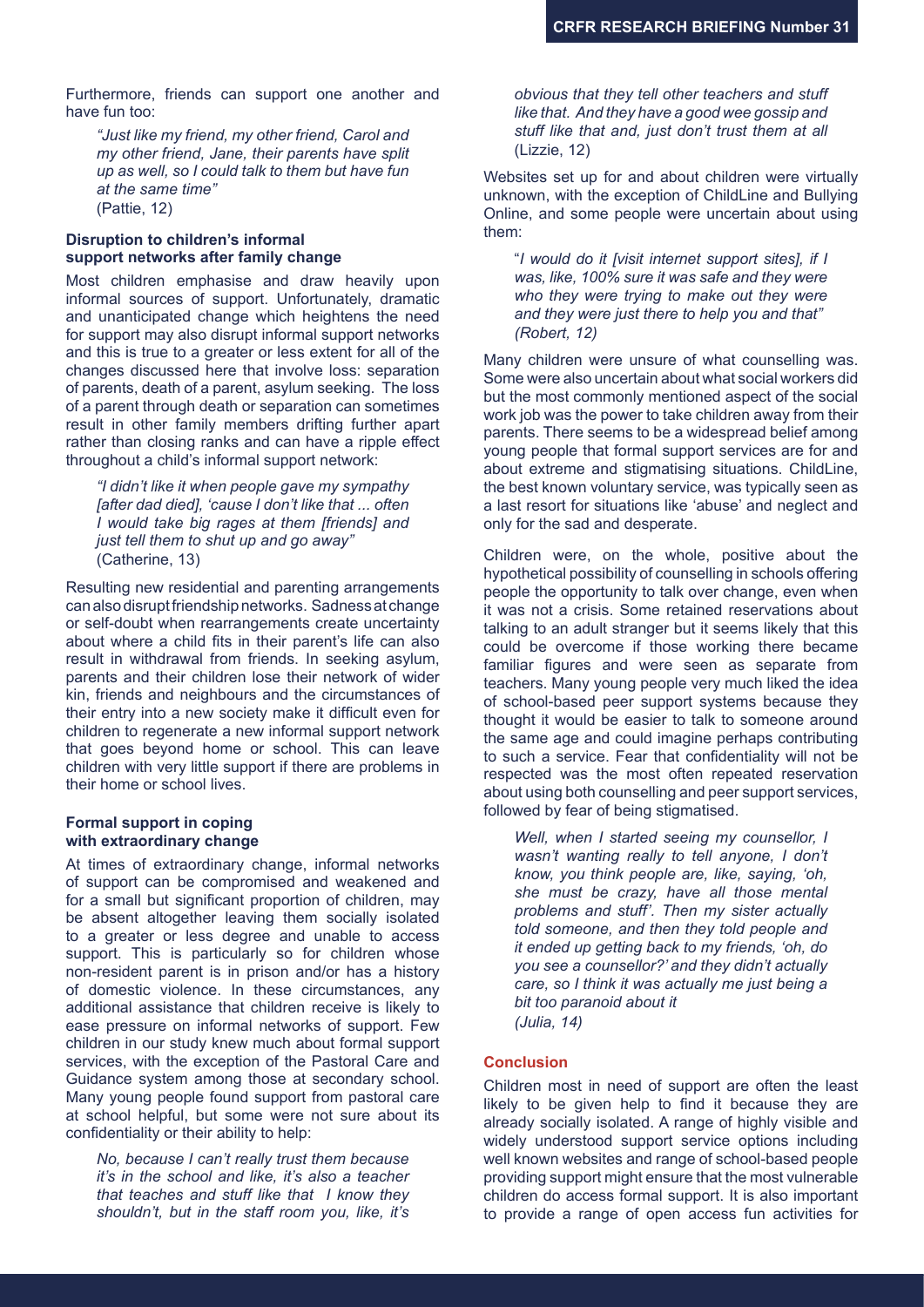Furthermore, friends can support one another and have fun too:

> *"Just like my friend, my other friend, Carol and my other friend, Jane, their parents have split up as well, so I could talk to them but have fun at the same time"*
> (Pattie, 12)

**Disruption to children's informal support networks after family change**

Most children emphasise and draw heavily upon informal sources of support. Unfortunately, dramatic and unanticipated change which heightens the need for support may also disrupt informal support networks and this is true to a greater or less extent for all of the changes discussed here that involve loss: separation of parents, death of a parent, asylum seeking. The loss of a parent through death or separation can sometimes result in other family members drifting further apart rather than closing ranks and can have a ripple effect throughout a child's informal support network:

> *"I didn't like it when people gave my sympathy [after dad died], 'cause I don't like that ... often I would take big rages at them [friends] and just tell them to shut up and go away"*
> (Catherine, 13)

Resulting new residential and parenting arrangements can also disrupt friendship networks. Sadness at change or self-doubt when rearrangements create uncertainty about where a child fits in their parent's life can also result in withdrawal from friends. In seeking asylum, parents and their children lose their network of wider kin, friends and neighbours and the circumstances of their entry into a new society make it difficult even for children to regenerate a new informal support network that goes beyond home or school. This can leave children with very little support if there are problems in their home or school lives.

**Formal support in coping with extraordinary change**

At times of extraordinary change, informal networks of support can be compromised and weakened and for a small but significant proportion of children, may be absent altogether leaving them socially isolated to a greater or less degree and unable to access support. This is particularly so for children whose non-resident parent is in prison and/or has a history of domestic violence. In these circumstances, any additional assistance that children receive is likely to ease pressure on informal networks of support. Few children in our study knew much about formal support services, with the exception of the Pastoral Care and Guidance system among those at secondary school. Many young people found support from pastoral care at school helpful, but some were not sure about its confidentiality or their ability to help:

> *No, because I can't really trust them because it's in the school and like, it's also a teacher that teaches and stuff like that I know they shouldn't, but in the staff room you, like, it's obvious that they tell other teachers and stuff like that. And they have a good wee gossip and stuff like that and, just don't trust them at all*
> (Lizzie, 12)

Websites set up for and about children were virtually unknown, with the exception of ChildLine and Bullying Online, and some people were uncertain about using them:

> "*I would do it [visit internet support sites], if I was, like, 100% sure it was safe and they were who they were trying to make out they were and they were just there to help you and that" (Robert, 12)*

Many children were unsure of what counselling was. Some were also uncertain about what social workers did but the most commonly mentioned aspect of the social work job was the power to take children away from their parents. There seems to be a widespread belief among young people that formal support services are for and about extreme and stigmatising situations. ChildLine, the best known voluntary service, was typically seen as a last resort for situations like 'abuse' and neglect and only for the sad and desperate.

Children were, on the whole, positive about the hypothetical possibility of counselling in schools offering people the opportunity to talk over change, even when it was not a crisis. Some retained reservations about talking to an adult stranger but it seems likely that this could be overcome if those working there became familiar figures and were seen as separate from teachers. Many young people very much liked the idea of school-based peer support systems because they thought it would be easier to talk to someone around the same age and could imagine perhaps contributing to such a service. Fear that confidentiality will not be respected was the most often repeated reservation about using both counselling and peer support services, followed by fear of being stigmatised.

> *Well, when I started seeing my counsellor, I wasn't wanting really to tell anyone, I don't know, you think people are, like, saying, 'oh, she must be crazy, have all those mental problems and stuff'. Then my sister actually told someone, and then they told people and it ended up getting back to my friends, 'oh, do you see a counsellor?' and they didn't actually care, so I think it was actually me just being a bit too paranoid about it*
> *(Julia, 14)*

**Conclusion**

Children most in need of support are often the least likely to be given help to find it because they are already socially isolated. A range of highly visible and widely understood support service options including well known websites and range of school-based people providing support might ensure that the most vulnerable children do access formal support. It is also important to provide a range of open access fun activities for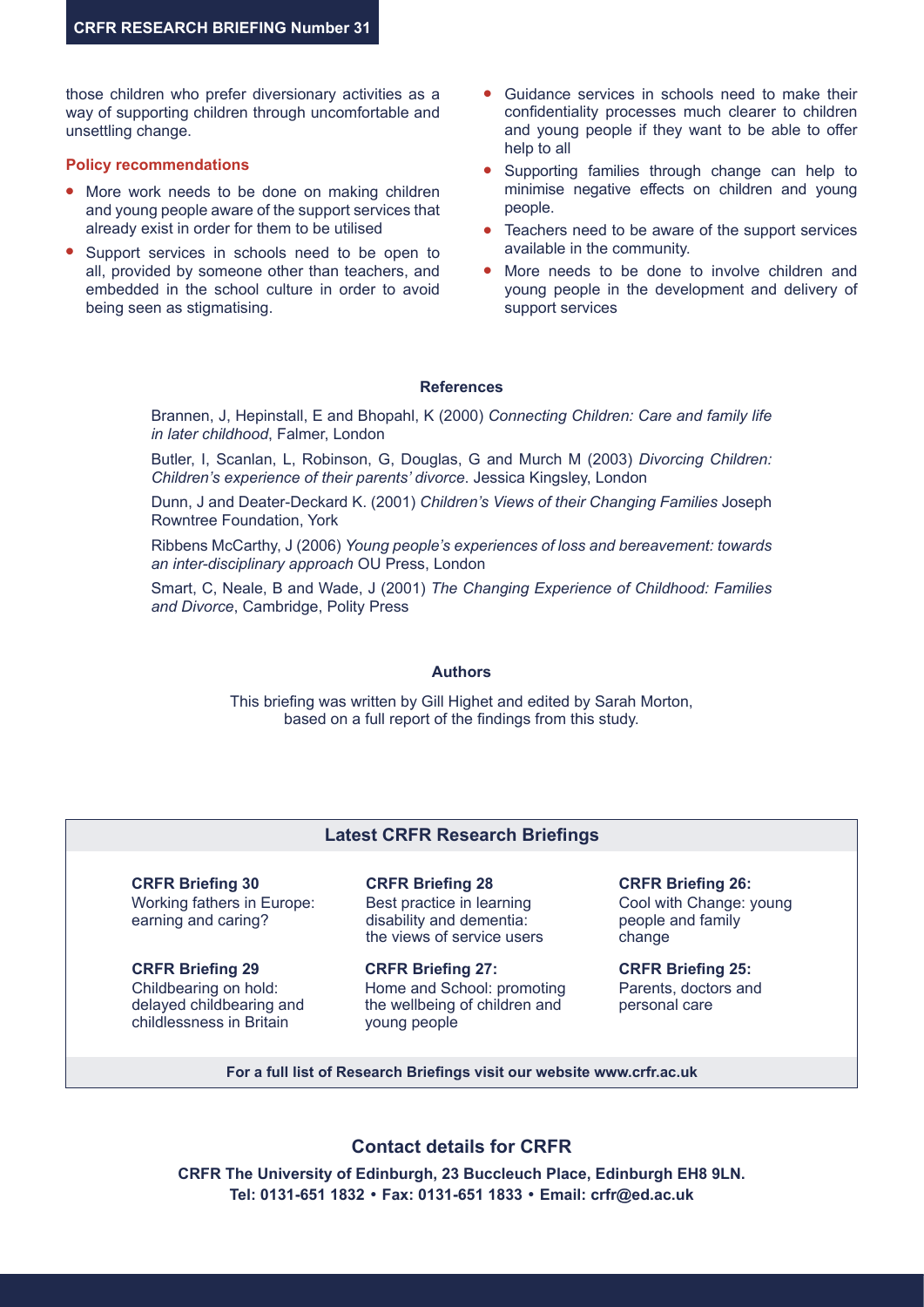those children who prefer diversionary activities as a way of supporting children through uncomfortable and unsettling change.

**Policy recommendations**

- More work needs to be done on making children and young people aware of the support services that already exist in order for them to be utilised
- Support services in schools need to be open to all, provided by someone other than teachers, and embedded in the school culture in order to avoid being seen as stigmatising.
- Guidance services in schools need to make their confidentiality processes much clearer to children and young people if they want to be able to offer help to all
- Supporting families through change can help to minimise negative effects on children and young people.
- Teachers need to be aware of the support services available in the community.
- More needs to be done to involve children and young people in the development and delivery of support services

## References

Brannen, J, Hepinstall, E and Bhopahl, K (2000) *Connecting Children: Care and family life in later childhood*, Falmer, London

Butler, I, Scanlan, L, Robinson, G, Douglas, G and Murch M (2003) *Divorcing Children: Children's experience of their parents' divorce*. Jessica Kingsley, London

Dunn, J and Deater-Deckard K. (2001) *Children's Views of their Changing Families* Joseph Rowntree Foundation, York

Ribbens McCarthy, J (2006) *Young people's experiences of loss and bereavement: towards an inter-disciplinary approach* OU Press, London

Smart, C, Neale, B and Wade, J (2001) *The Changing Experience of Childhood: Families and Divorce*, Cambridge, Polity Press

## Authors

This briefing was written by Gill Highet and edited by Sarah Morton, based on a full report of the findings from this study.

## Latest CRFR Research Briefings

**CRFR Briefing 30**
Working fathers in Europe: earning and caring?

**CRFR Briefing 29**
Childbearing on hold: delayed childbearing and childlessness in Britain

**CRFR Briefing 28**
Best practice in learning disability and dementia: the views of service users

**CRFR Briefing 27:**
Home and School: promoting the wellbeing of children and young people

**CRFR Briefing 26:**
Cool with Change: young people and family change

**CRFR Briefing 25:**
Parents, doctors and personal care

**For a full list of Research Briefings visit our website www.crfr.ac.uk**

## Contact details for CRFR

**CRFR The University of Edinburgh, 23 Buccleuch Place, Edinburgh EH8 9LN.**
**Tel: 0131-651 1832 • Fax: 0131-651 1833 • Email: crfr@ed.ac.uk**